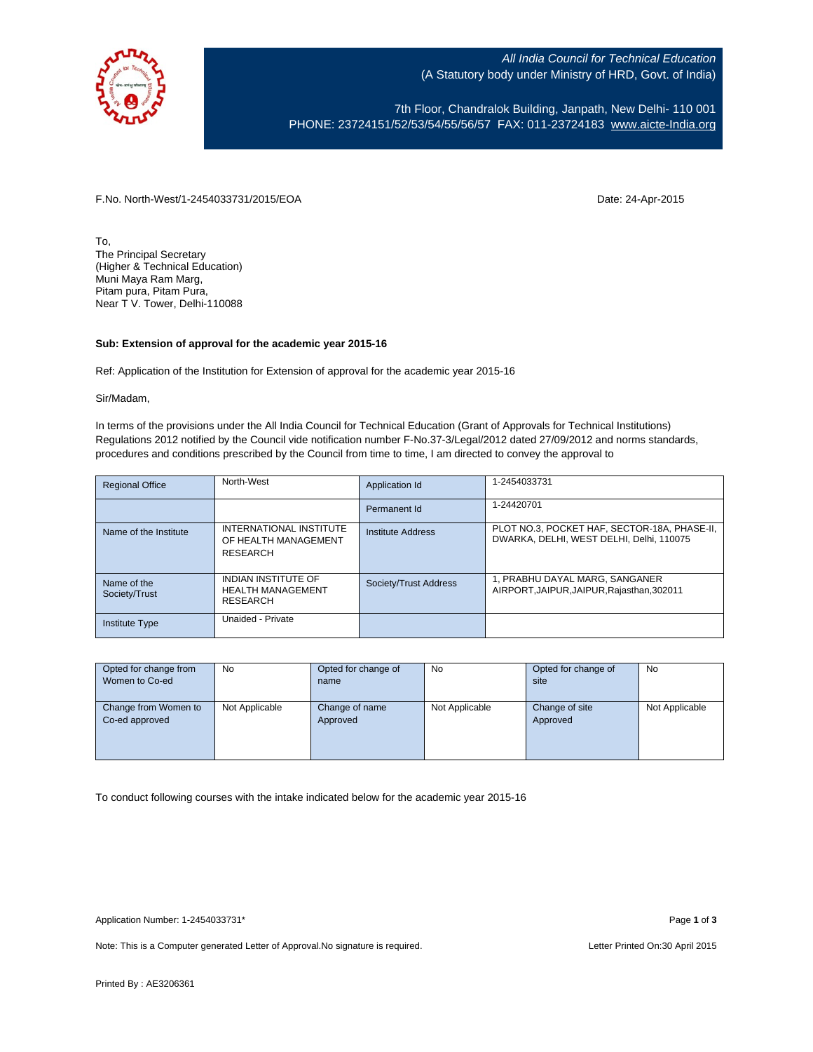*All India Council for Technical Education*
(A Statutory body under Ministry of HRD, Govt. of India)

7th Floor, Chandralok Building, Janpath, New Delhi- 110 001
PHONE: 23724151/52/53/54/55/56/57 FAX: 011-23724183 www.aicte-India.org

F.No. North-West/1-2454033731/2015/EOA

Date: 24-Apr-2015

To,
The Principal Secretary
(Higher & Technical Education)
Muni Maya Ram Marg,
Pitam pura, Pitam Pura,
Near T V. Tower, Delhi-110088

**Sub: Extension of approval for the academic year 2015-16**

Ref: Application of the Institution for Extension of approval for the academic year 2015-16

Sir/Madam,

In terms of the provisions under the All India Council for Technical Education (Grant of Approvals for Technical Institutions) Regulations 2012 notified by the Council vide notification number F-No.37-3/Legal/2012 dated 27/09/2012 and norms standards, procedures and conditions prescribed by the Council from time to time, I am directed to convey the approval to

| Regional Office | North-West | Application Id | 1-2454033731 |
|---|---|---|---|
| | | Permanent Id | 1-24420701 |
| Name of the Institute | INTERNATIONAL INSTITUTE OF HEALTH MANAGEMENT RESEARCH | Institute Address | PLOT NO.3, POCKET HAF, SECTOR-18A, PHASE-II, DWARKA, DELHI, WEST DELHI, Delhi, 110075 |
| Name of the Society/Trust | INDIAN INSTITUTE OF HEALTH MANAGEMENT RESEARCH | Society/Trust Address | 1, PRABHU DAYAL MARG, SANGANER AIRPORT,JAIPUR,JAIPUR,Rajasthan,302011 |
| Institute Type | Unaided - Private | | |

| Opted for change from Women to Co-ed | No | Opted for change of name | No | Opted for change of site | No |
|---|---|---|---|---|---|
| Change from Women to Co-ed approved | Not Applicable | Change of name Approved | Not Applicable | Change of site Approved | Not Applicable |

To conduct following courses with the intake indicated below for the academic year 2015-16

Application Number: 1-2454033731*

Note: This is a Computer generated Letter of Approval.No signature is required.

Letter Printed On:30 April 2015

Printed By : AE3206361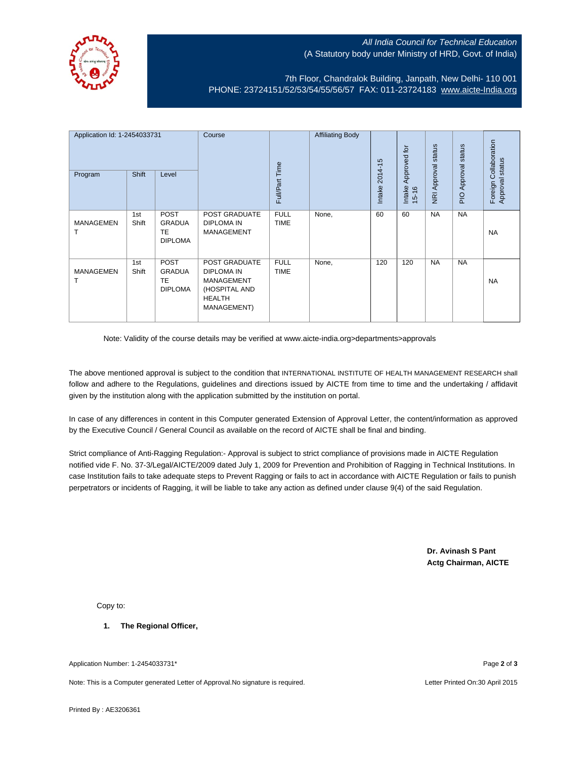*All India Council for Technical Education*
(A Statutory body under Ministry of HRD, Govt. of India)

7th Floor, Chandralok Building, Janpath, New Delhi- 110 001
PHONE: 23724151/52/53/54/55/56/57 FAX: 011-23724183 www.aicte-India.org

| Application Id: 1-2454033731 | | | Course | Full/Part Time | Affiliating Body | Intake 2014-15 | Intake Approved for 15-16 | NRI Approval status | PIO Approval status | Foreign Collaboration Approval status |
|---|---|---|---|---|---|---|---|---|---|---|
| Program | Shift | Level | | | | | | | | |
| MANAGEMENT | 1st Shift | POST GRADUATE DIPLOMA | POST GRADUATE DIPLOMA IN MANAGEMENT | FULL TIME | None, | 60 | 60 | NA | NA | NA |
| MANAGEMENT | 1st Shift | POST GRADUATE DIPLOMA | POST GRADUATE DIPLOMA IN MANAGEMENT (HOSPITAL AND HEALTH MANAGEMENT) | FULL TIME | None, | 120 | 120 | NA | NA | NA |

Note: Validity of the course details may be verified at www.aicte-india.org>departments>approvals

The above mentioned approval is subject to the condition that INTERNATIONAL INSTITUTE OF HEALTH MANAGEMENT RESEARCH shall follow and adhere to the Regulations, guidelines and directions issued by AICTE from time to time and the undertaking / affidavit given by the institution along with the application submitted by the institution on portal.

In case of any differences in content in this Computer generated Extension of Approval Letter, the content/information as approved by the Executive Council / General Council as available on the record of AICTE shall be final and binding.

Strict compliance of Anti-Ragging Regulation:- Approval is subject to strict compliance of provisions made in AICTE Regulation notified vide F. No. 37-3/Legal/AICTE/2009 dated July 1, 2009 for Prevention and Prohibition of Ragging in Technical Institutions. In case Institution fails to take adequate steps to Prevent Ragging or fails to act in accordance with AICTE Regulation or fails to punish perpetrators or incidents of Ragging, it will be liable to take any action as defined under clause 9(4) of the said Regulation.

**Dr. Avinash S Pant**
**Actg Chairman, AICTE**

Copy to:

1. **The Regional Officer,**

Application Number: 1-2454033731*

Note: This is a Computer generated Letter of Approval.No signature is required.

Letter Printed On:30 April 2015

Printed By : AE3206361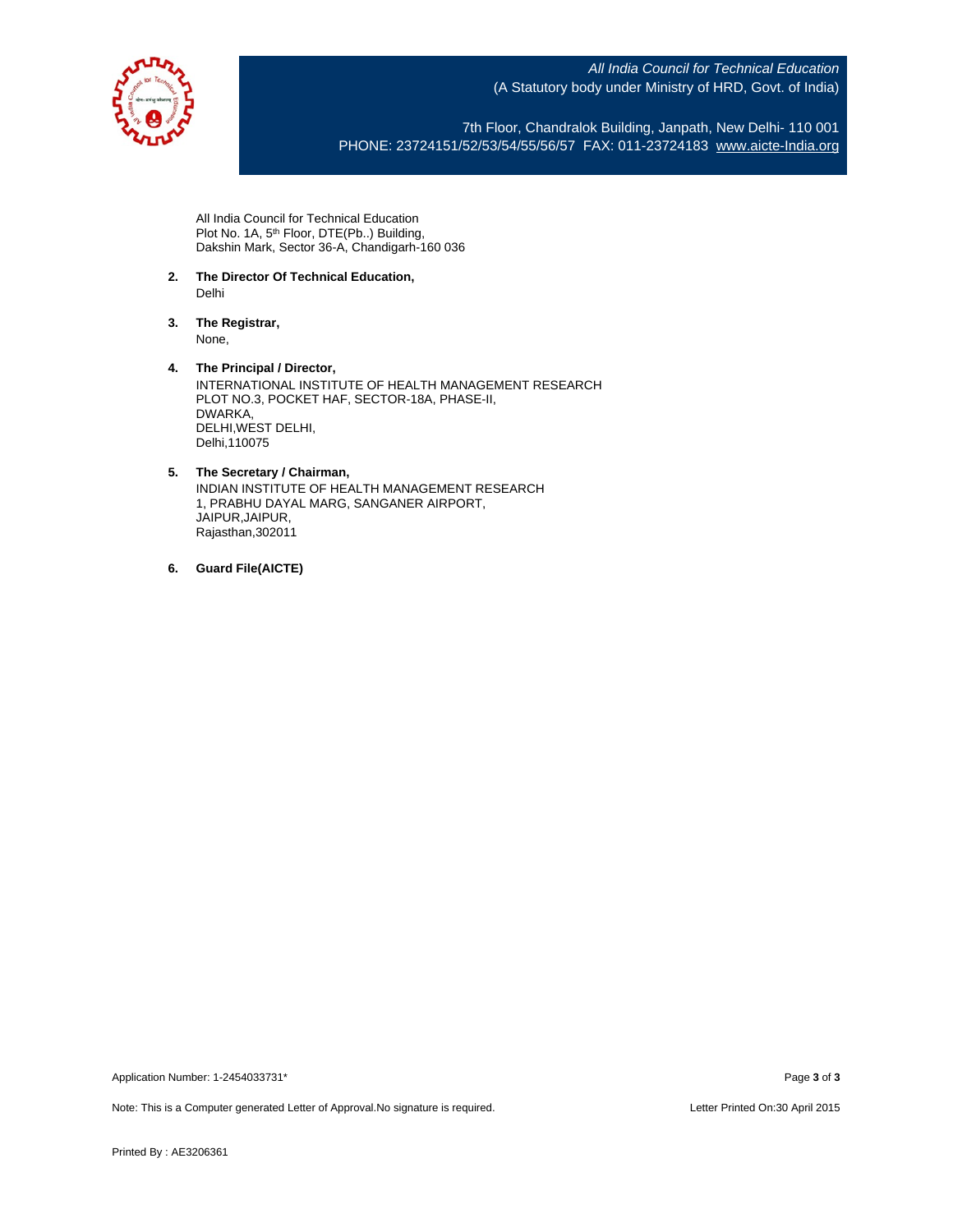*All India Council for Technical Education*
(A Statutory body under Ministry of HRD, Govt. of India)

7th Floor, Chandralok Building, Janpath, New Delhi- 110 001
PHONE: 23724151/52/53/54/55/56/57 FAX: 011-23724183 www.aicte-India.org

All India Council for Technical Education
Plot No. 1A, 5th Floor, DTE(Pb..) Building,
Dakshin Mark, Sector 36-A, Chandigarh-160 036

2. **The Director Of Technical Education,**
   Delhi

3. **The Registrar,**
   None,

4. **The Principal / Director,**
   INTERNATIONAL INSTITUTE OF HEALTH MANAGEMENT RESEARCH
   PLOT NO.3, POCKET HAF, SECTOR-18A, PHASE-II,
   DWARKA,
   DELHI,WEST DELHI,
   Delhi,110075

5. **The Secretary / Chairman,**
   INDIAN INSTITUTE OF HEALTH MANAGEMENT RESEARCH
   1, PRABHU DAYAL MARG, SANGANER AIRPORT,
   JAIPUR,JAIPUR,
   Rajasthan,302011

6. **Guard File(AICTE)**

Application Number: 1-2454033731*

Note: This is a Computer generated Letter of Approval.No signature is required.

Letter Printed On:30 April 2015

Printed By : AE3206361